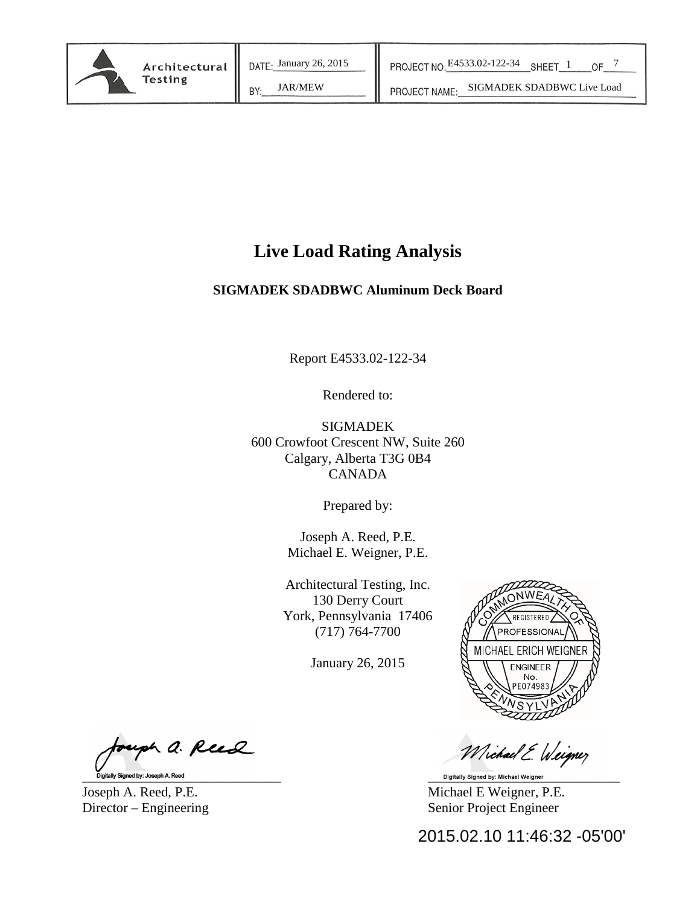| Architectural Testing | DATE: January 26, 2015 | PROJECT NO. E4533.02-122-34 SHEET 1 OF 7 |
| --- | --- | --- |
| | BY: JAR/MEW | PROJECT NAME: SIGMADEK SDADBWC Live Load |

# Live Load Rating Analysis

**SIGMADEK SDADBWC Aluminum Deck Board**

Report E4533.02-122-34

Rendered to:

SIGMADEK
600 Crowfoot Crescent NW, Suite 260
Calgary, Alberta T3G 0B4
CANADA

Prepared by:

Joseph A. Reed, P.E.
Michael E. Weigner, P.E.

Architectural Testing, Inc.
130 Derry Court
York, Pennsylvania 17406
(717) 764-7700

January 26, 2015

COMMONWEALTH OF PENNSYLVANIA
REGISTERED PROFESSIONAL
MICHAEL ERICH WEIGNER
ENGINEER
No. PE074983

Digitally Signed by: Joseph A. Reed
Joseph A. Reed, P.E.
Director – Engineering

Digitally Signed by: Michael Weigner
Michael E Weigner, P.E.
Senior Project Engineer

2015.02.10 11:46:32 -05'00'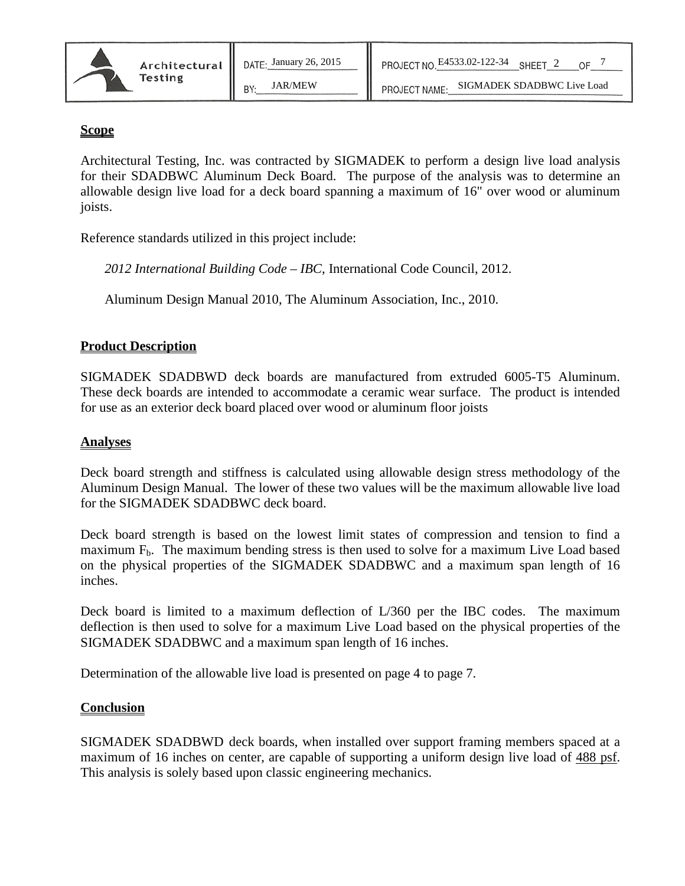## Scope

Architectural Testing, Inc. was contracted by SIGMADEK to perform a design live load analysis for their SDADBWC Aluminum Deck Board. The purpose of the analysis was to determine an allowable design live load for a deck board spanning a maximum of 16" over wood or aluminum joists.

Reference standards utilized in this project include:

*2012 International Building Code – IBC*, International Code Council, 2012.

Aluminum Design Manual 2010, The Aluminum Association, Inc., 2010.

## Product Description

SIGMADEK SDADBWD deck boards are manufactured from extruded 6005-T5 Aluminum. These deck boards are intended to accommodate a ceramic wear surface. The product is intended for use as an exterior deck board placed over wood or aluminum floor joists

## Analyses

Deck board strength and stiffness is calculated using allowable design stress methodology of the Aluminum Design Manual. The lower of these two values will be the maximum allowable live load for the SIGMADEK SDADBWC deck board.

Deck board strength is based on the lowest limit states of compression and tension to find a maximum $F_b$. The maximum bending stress is then used to solve for a maximum Live Load based on the physical properties of the SIGMADEK SDADBWC and a maximum span length of 16 inches.

Deck board is limited to a maximum deflection of L/360 per the IBC codes. The maximum deflection is then used to solve for a maximum Live Load based on the physical properties of the SIGMADEK SDADBWC and a maximum span length of 16 inches.

Determination of the allowable live load is presented on page 4 to page 7.

## Conclusion

SIGMADEK SDADBWD deck boards, when installed over support framing members spaced at a maximum of 16 inches on center, are capable of supporting a uniform design live load of 488 psf. This analysis is solely based upon classic engineering mechanics.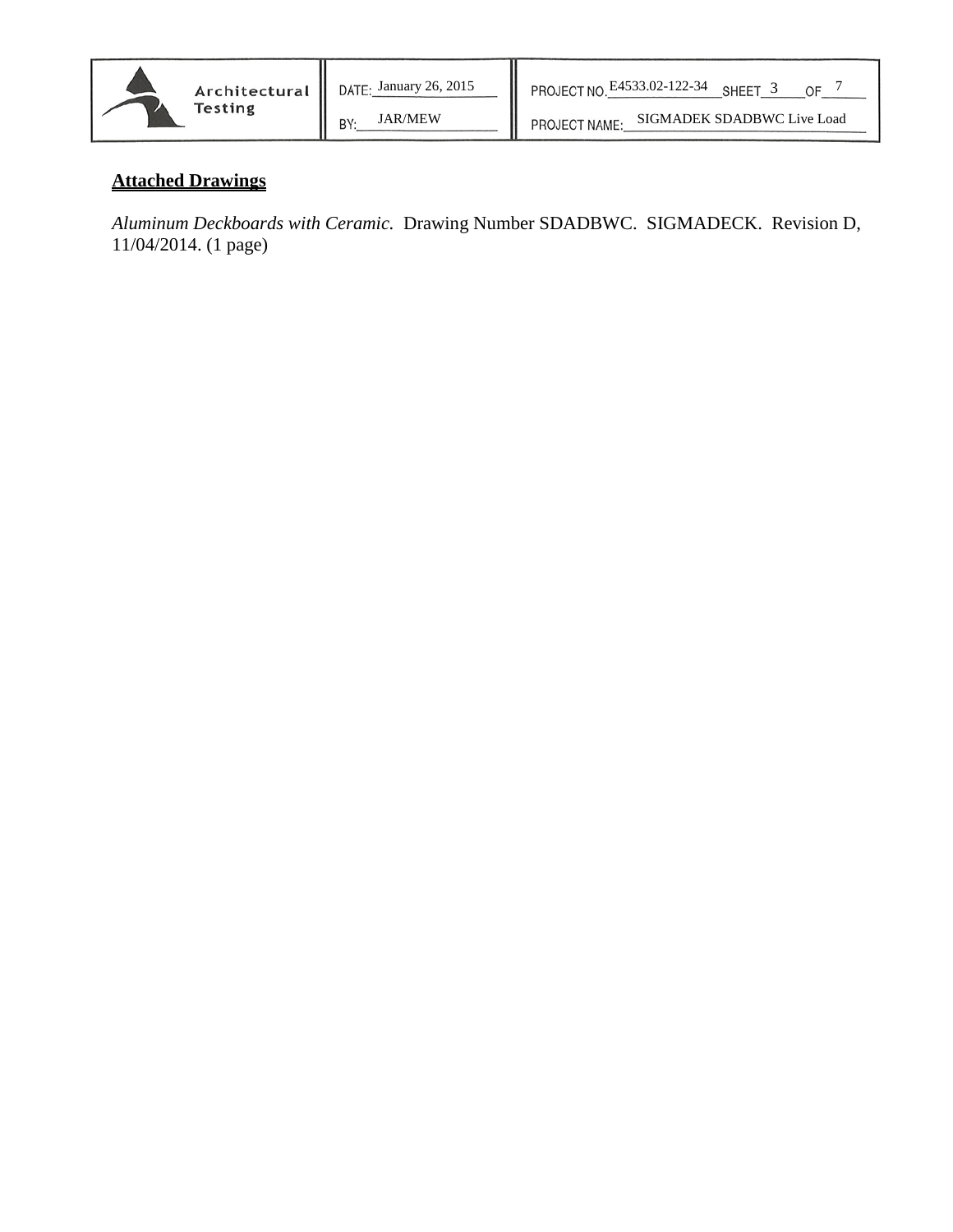**Attached Drawings**

*Aluminum Deckboards with Ceramic.* Drawing Number SDADBWC. SIGMADECK. Revision D, 11/04/2014. (1 page)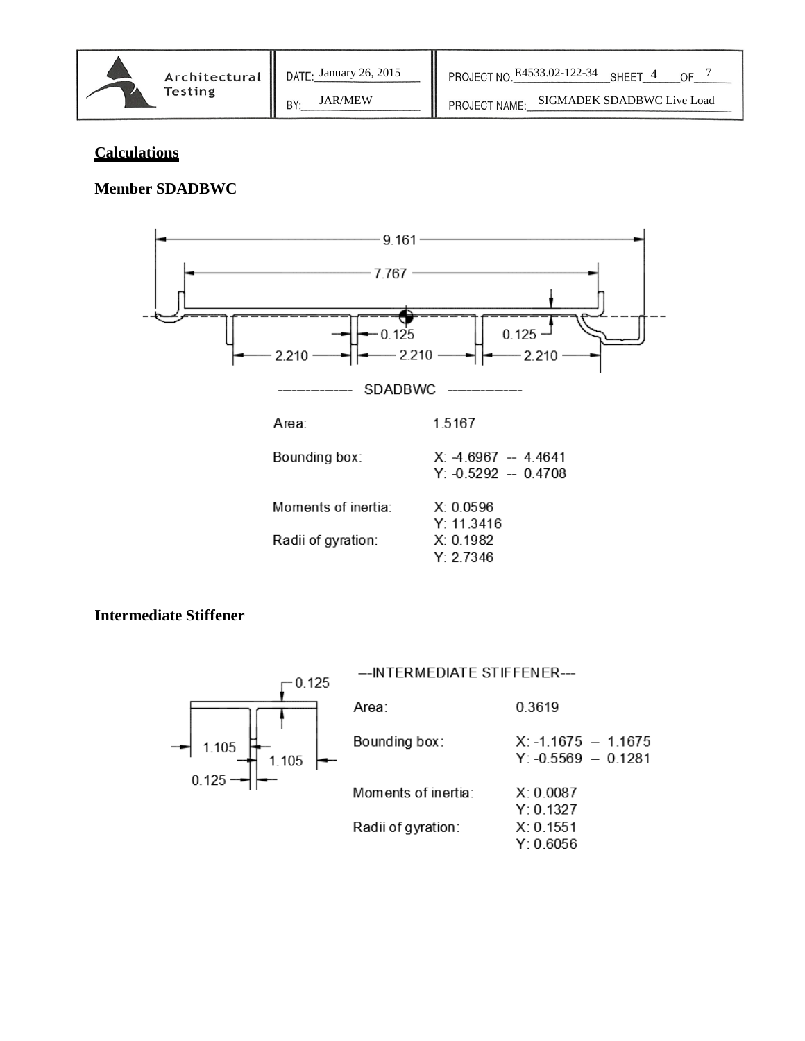## Calculations

### Member SDADBWC

---------------- SDADBWC ----------------

| | |
|---|---|
| Area: | 1.5167 |
| Bounding box: | X: -4.6967 -- 4.4641<br>Y: -0.5292 -- 0.4708 |
| Moments of inertia: | X: 0.0596<br>Y: 11.3416 |
| Radii of gyration: | X: 0.1982<br>Y: 2.7346 |

### Intermediate Stiffener

---INTERMEDIATE STIFFENER---

| | |
|---|---|
| Area: | 0.3619 |
| Bounding box: | X: -1.1675 – 1.1675<br>Y: -0.5569 – 0.1281 |
| Moments of inertia: | X: 0.0087<br>Y: 0.1327 |
| Radii of gyration: | X: 0.1551<br>Y: 0.6056 |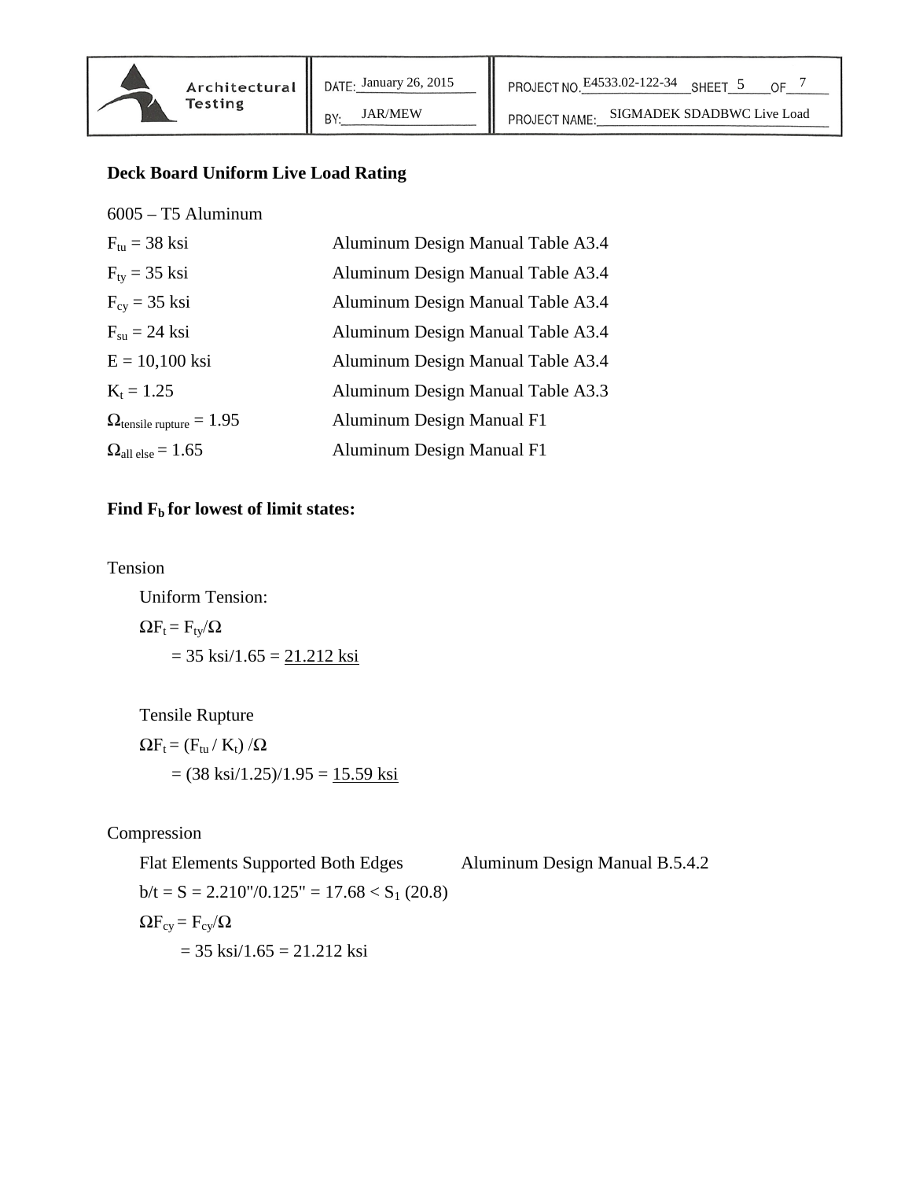**Deck Board Uniform Live Load Rating**

6005 – T5 Aluminum

| | |
|---|---|
| $F_{tu}$ = 38 ksi | Aluminum Design Manual Table A3.4 |
| $F_{ty}$ = 35 ksi | Aluminum Design Manual Table A3.4 |
| $F_{cy}$ = 35 ksi | Aluminum Design Manual Table A3.4 |
| $F_{su}$ = 24 ksi | Aluminum Design Manual Table A3.4 |
| E = 10,100 ksi | Aluminum Design Manual Table A3.4 |
| $K_t$ = 1.25 | Aluminum Design Manual Table A3.3 |
| $\Omega_{tensile\ rupture}$ = 1.95 | Aluminum Design Manual F1 |
| $\Omega_{all\ else}$ = 1.65 | Aluminum Design Manual F1 |

**Find $F_b$ for lowest of limit states:**

Tension

Uniform Tension:

$\Omega F_t = F_{ty}/\Omega$

= 35 ksi/1.65 = <u>21.212 ksi</u>

Tensile Rupture

$\Omega F_t = (F_{tu} / K_t) /\Omega$

= (38 ksi/1.25)/1.95 = <u>15.59 ksi</u>

Compression

Flat Elements Supported Both Edges — Aluminum Design Manual B.5.4.2

b/t = S = 2.210"/0.125" = 17.68 < $S_1$ (20.8)

$\Omega F_{cy} = F_{cy}/\Omega$

= 35 ksi/1.65 = 21.212 ksi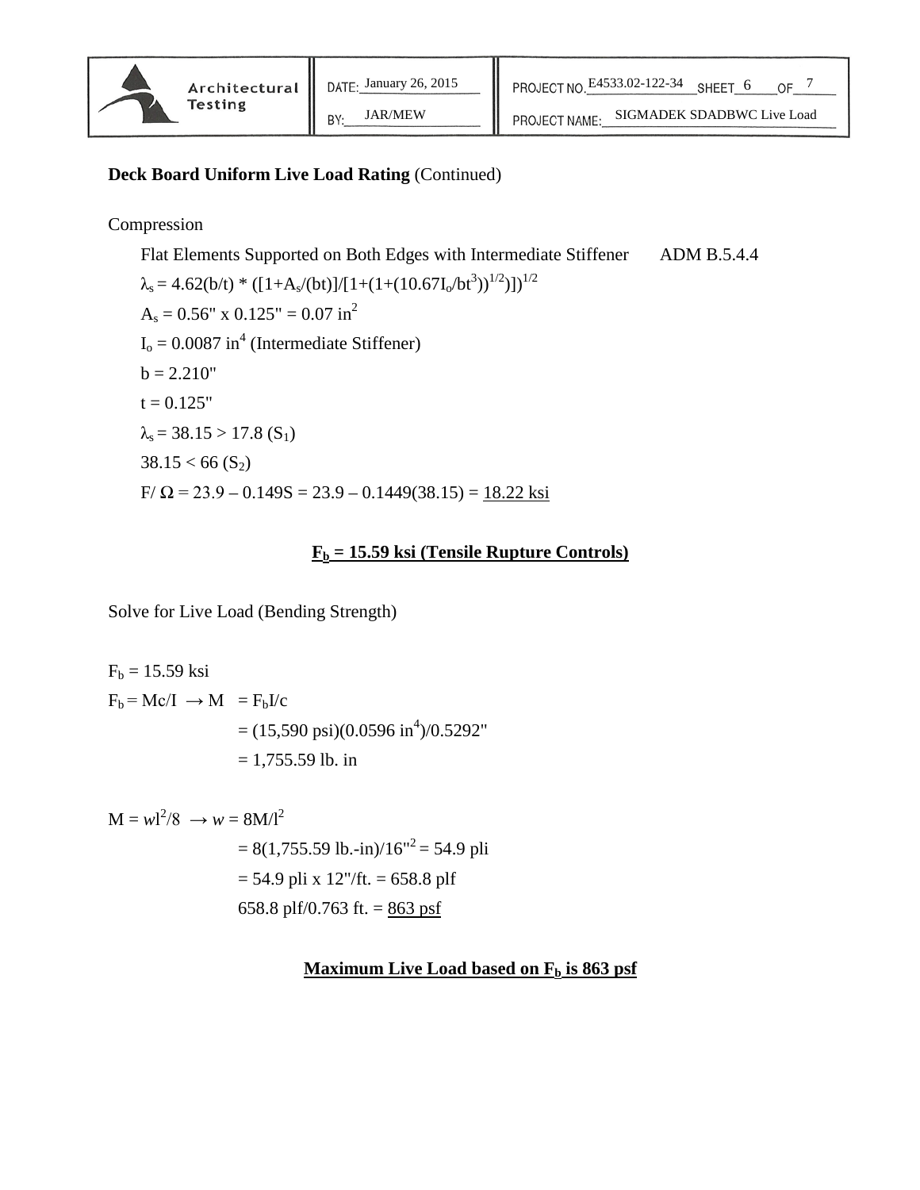**Deck Board Uniform Live Load Rating** (Continued)

Compression

Flat Elements Supported on Both Edges with Intermediate Stiffener ADM B.5.4.4

$\lambda_s = 4.62(b/t) * ([1+A_s/(bt)]/[1+(1+(10.67I_o/bt^3))^{1/2})])^{1/2}$

$A_s = 0.56" \times 0.125" = 0.07 \text{ in}^2$

$I_o = 0.0087 \text{ in}^4$ (Intermediate Stiffener)

$b = 2.210"$

$t = 0.125"$

$\lambda_s = 38.15 > 17.8 \ (S_1)$

$38.15 < 66 \ (S_2)$

$F/\Omega = 23.9 – 0.149S = 23.9 – 0.1449(38.15) =$ <u>18.22 ksi</u>

**<u>$F_b$ = 15.59 ksi (Tensile Rupture Controls)</u>**

Solve for Live Load (Bending Strength)

$F_b = 15.59$ ksi

$F_b = Mc/I \rightarrow M = F_bI/c$

$= (15{,}590 \text{ psi})(0.0596 \text{ in}^4)/0.5292"$

$= 1{,}755.59$ lb. in

$M = wl^2/8 \rightarrow w = 8M/l^2$

$= 8(1{,}755.59 \text{ lb.-in})/16"^2 = 54.9$ pli

$= 54.9 \text{ pli} \times 12"/\text{ft.} = 658.8$ plf

$658.8 \text{ plf}/0.763 \text{ ft.} =$ <u>863 psf</u>

**<u>Maximum Live Load based on $F_b$ is 863 psf</u>**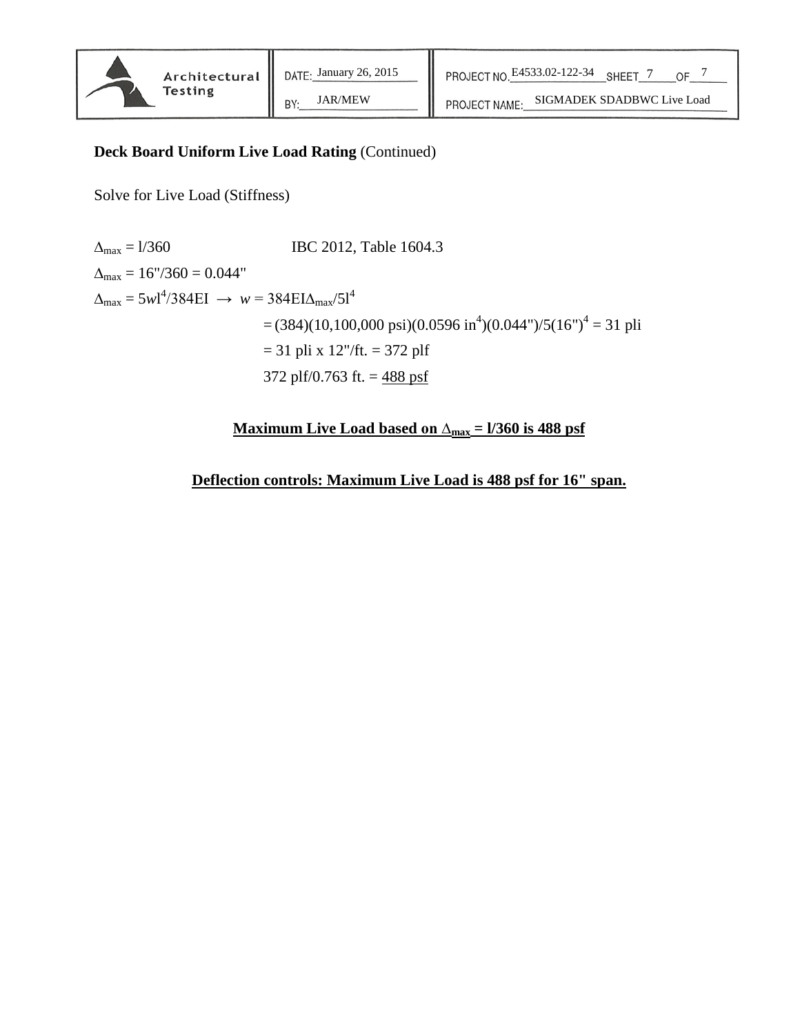**Deck Board Uniform Live Load Rating** (Continued)

Solve for Live Load (Stiffness)

$\Delta_{max} = l/360$ IBC 2012, Table 1604.3

$\Delta_{max} = 16''/360 = 0.044''$

$\Delta_{max} = 5wl^4/384EI \rightarrow w = 384EI\Delta_{max}/5l^4$

$= (384)(10{,}100{,}000 \text{ psi})(0.0596 \text{ in}^4)(0.044'')/5(16'')^4 = 31 \text{ pli}$

$= 31 \text{ pli} \times 12''/\text{ft.} = 372 \text{ plf}$

372 plf/0.763 ft. = <u>488 psf</u>

**<u>Maximum Live Load based on $\Delta_{max} = l/360$ is 488 psf</u>**

**<u>Deflection controls: Maximum Live Load is 488 psf for 16" span.</u>**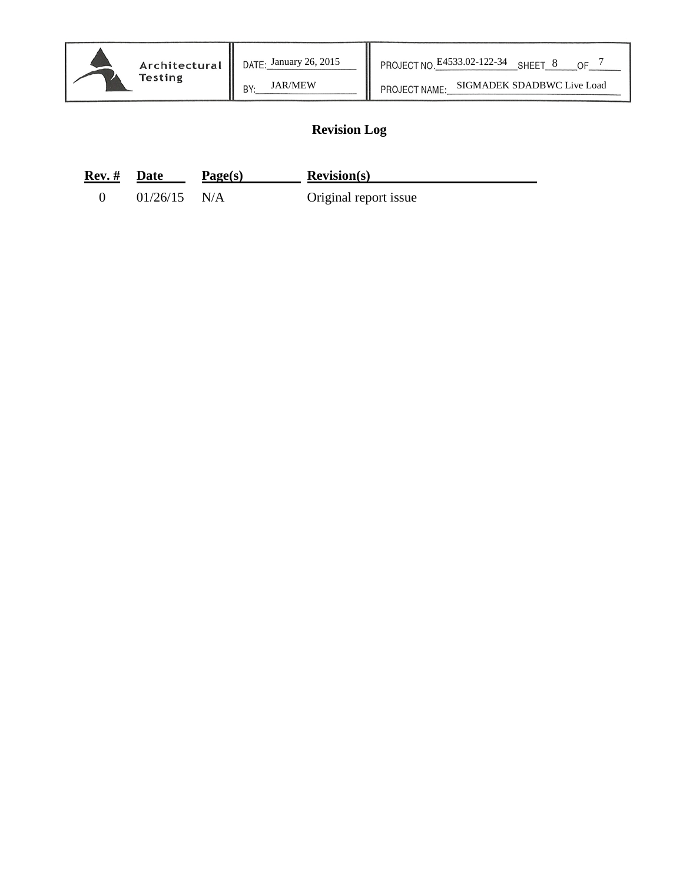## Revision Log

| Rev. # | Date | Page(s) | Revision(s) |
|---|---|---|---|
| 0 | 01/26/15 | N/A | Original report issue |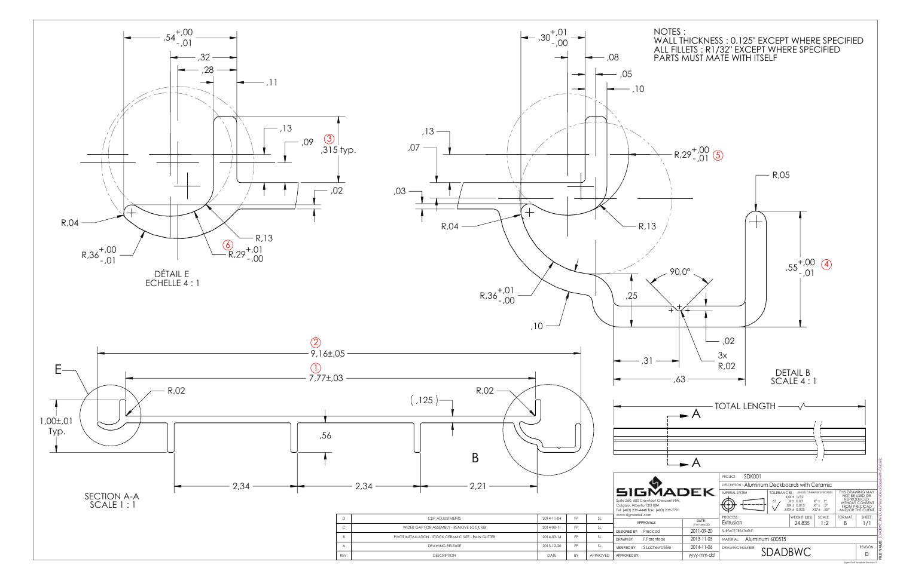NOTES :
WALL THICKNESS : 0.125" EXCEPT WHERE SPECIFIED
ALL FILLETS : R1/32" EXCEPT WHERE SPECIFIED
PARTS MUST MATE WITH ITSELF

DÉTAIL E
ECHELLE 4 : 1

DETAIL B
SCALE 4 : 1

SECTION A-A
SCALE 1 : 1

TOTAL LENGTH

| REV. | DESCRIPTION | DATE | BY | APPROVED |
|---|---|---|---|---|
| D | CLIP ADJUSTMENTS | 2014-11-04 | FP | SL |
| C | WIDER GAP FOR ASSEMBLY - REMOVE LOCK RIB | 2014-08-11 | FP | SL |
| B | PIVOT INSTALLATION - STOCK CERAMIC SIZE - RAIN GUTTER | 2014-03-14 | FP | SL |
| A | DRAWING RELEASE | 2013-12-20 | FP | SL |

SIGMADEK
Suite 260, 600 Crowfoot Crescent NW,
Calgary, Alberta T3G 0B4
Tel: (403) 239-4448 Fax: (403) 239-7791
www.sigmadek.com

| APPROVALS | | DATE: (YYYY-MM-DD) |
|---|---|---|
| DESIGNED BY: | Precicad | 2011-09-20 |
| DRAWN BY: | F.Parenteau | 2013-11-05 |
| VERIFIED BY: | S.Lachevrotière | 2014-11-06 |
| APPROVED BY: | | yyyy-mm-dd |

PROJECT: SDK001
DESCRIPTION : Aluminum Deckboards with Ceramic
IMPERIAL SYSTEM
TOLERANCES : (UNLESS OTHERWISE SPECIFIED) X/X ± 1/32, .X ± 0.03, .XX ± 0.015, .XXX ± 0.005, X° ± 1°, .X° ± .5°, .XX° ± .25°
THIS DRAWING MAY NOT BE USED OR REPRODUCED WITHOUT CONSENT FROM PRECICAD AND/OR THE CLIENT.

| PROCESS: | WEIGHT (LBS): | SCALE: | FORMAT: | SHEET: |
|---|---|---|---|---|
| Extrusion | 24.835 | 1:2 | B | 1/1 |

SURFACE TREATMENT:
MATERIAL: Aluminum 6005T5
DRAWING NUMBER: SDADBWC
REVISION: D

FILE NAME: SDADBWC_RevD_AluminumDeckboards-with-Ceramic